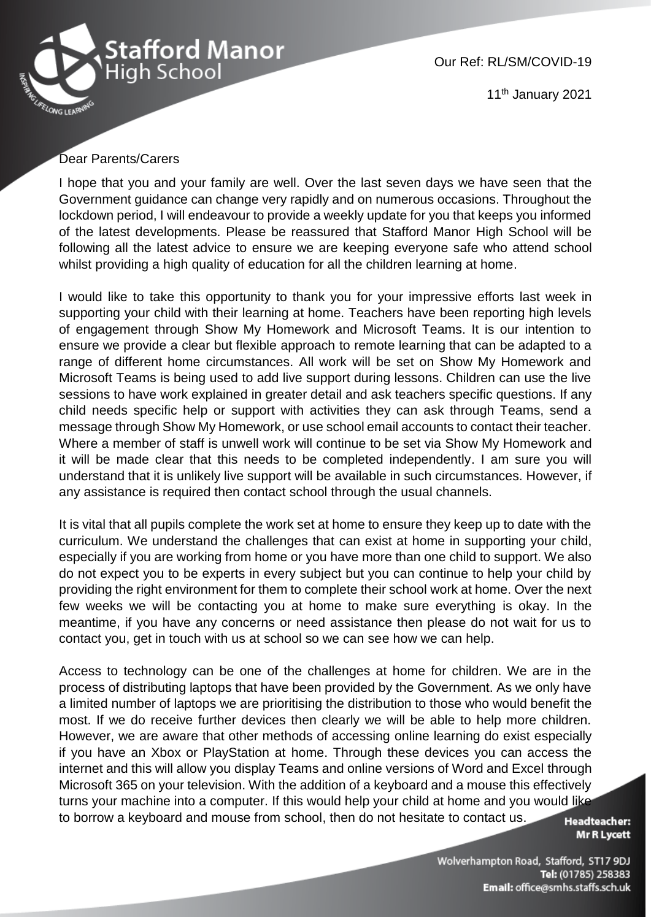Stafford Manor High School

Our Ref: RL/SM/COVID-19

11th January 2021

Dear Parents/Carers

I hope that you and your family are well. Over the last seven days we have seen that the Government guidance can change very rapidly and on numerous occasions. Throughout the lockdown period, I will endeavour to provide a weekly update for you that keeps you informed of the latest developments. Please be reassured that Stafford Manor High School will be following all the latest advice to ensure we are keeping everyone safe who attend school whilst providing a high quality of education for all the children learning at home.

I would like to take this opportunity to thank you for your impressive efforts last week in supporting your child with their learning at home. Teachers have been reporting high levels of engagement through Show My Homework and Microsoft Teams. It is our intention to ensure we provide a clear but flexible approach to remote learning that can be adapted to a range of different home circumstances. All work will be set on Show My Homework and Microsoft Teams is being used to add live support during lessons. Children can use the live sessions to have work explained in greater detail and ask teachers specific questions. If any child needs specific help or support with activities they can ask through Teams, send a message through Show My Homework, or use school email accounts to contact their teacher. Where a member of staff is unwell work will continue to be set via Show My Homework and it will be made clear that this needs to be completed independently. I am sure you will understand that it is unlikely live support will be available in such circumstances. However, if any assistance is required then contact school through the usual channels.

It is vital that all pupils complete the work set at home to ensure they keep up to date with the curriculum. We understand the challenges that can exist at home in supporting your child, especially if you are working from home or you have more than one child to support. We also do not expect you to be experts in every subject but you can continue to help your child by providing the right environment for them to complete their school work at home. Over the next few weeks we will be contacting you at home to make sure everything is okay. In the meantime, if you have any concerns or need assistance then please do not wait for us to contact you, get in touch with us at school so we can see how we can help.

Access to technology can be one of the challenges at home for children. We are in the process of distributing laptops that have been provided by the Government. As we only have a limited number of laptops we are prioritising the distribution to those who would benefit the most. If we do receive further devices then clearly we will be able to help more children. However, we are aware that other methods of accessing online learning do exist especially if you have an Xbox or PlayStation at home. Through these devices you can access the internet and this will allow you display Teams and online versions of Word and Excel through Microsoft 365 on your television. With the addition of a keyboard and a mouse this effectively turns your machine into a computer. If this would help your child at home and you would like to borrow a keyboard and mouse from school, then do not hesitate to contact us.

**Headteacher:** Mr R Lycett

Wolverhampton Road, Stafford, ST17 9DJ
**Tel:** (01785) 258383
**Email:** office@smhs.staffs.sch.uk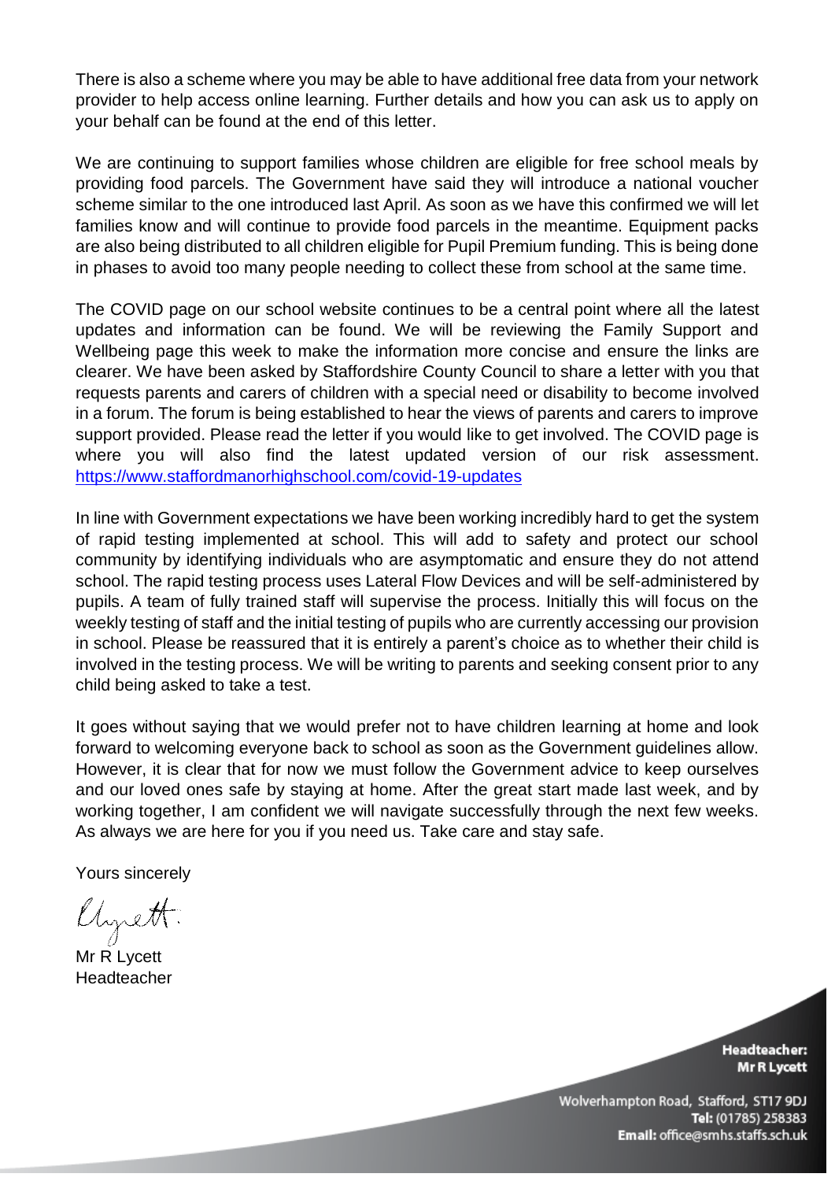There is also a scheme where you may be able to have additional free data from your network provider to help access online learning. Further details and how you can ask us to apply on your behalf can be found at the end of this letter.

We are continuing to support families whose children are eligible for free school meals by providing food parcels. The Government have said they will introduce a national voucher scheme similar to the one introduced last April. As soon as we have this confirmed we will let families know and will continue to provide food parcels in the meantime. Equipment packs are also being distributed to all children eligible for Pupil Premium funding. This is being done in phases to avoid too many people needing to collect these from school at the same time.

The COVID page on our school website continues to be a central point where all the latest updates and information can be found. We will be reviewing the Family Support and Wellbeing page this week to make the information more concise and ensure the links are clearer. We have been asked by Staffordshire County Council to share a letter with you that requests parents and carers of children with a special need or disability to become involved in a forum. The forum is being established to hear the views of parents and carers to improve support provided. Please read the letter if you would like to get involved. The COVID page is where you will also find the latest updated version of our risk assessment. https://www.staffordmanorhighschool.com/covid-19-updates

In line with Government expectations we have been working incredibly hard to get the system of rapid testing implemented at school. This will add to safety and protect our school community by identifying individuals who are asymptomatic and ensure they do not attend school. The rapid testing process uses Lateral Flow Devices and will be self-administered by pupils. A team of fully trained staff will supervise the process. Initially this will focus on the weekly testing of staff and the initial testing of pupils who are currently accessing our provision in school. Please be reassured that it is entirely a parent's choice as to whether their child is involved in the testing process. We will be writing to parents and seeking consent prior to any child being asked to take a test.

It goes without saying that we would prefer not to have children learning at home and look forward to welcoming everyone back to school as soon as the Government guidelines allow. However, it is clear that for now we must follow the Government advice to keep ourselves and our loved ones safe by staying at home. After the great start made last week, and by working together, I am confident we will navigate successfully through the next few weeks. As always we are here for you if you need us. Take care and stay safe.

Yours sincerely

Mr R Lycett
Headteacher

**Headteacher:**
**Mr R Lycett**

Wolverhampton Road, Stafford, ST17 9DJ
**Tel:** (01785) 258383
**Email:** office@smhs.staffs.sch.uk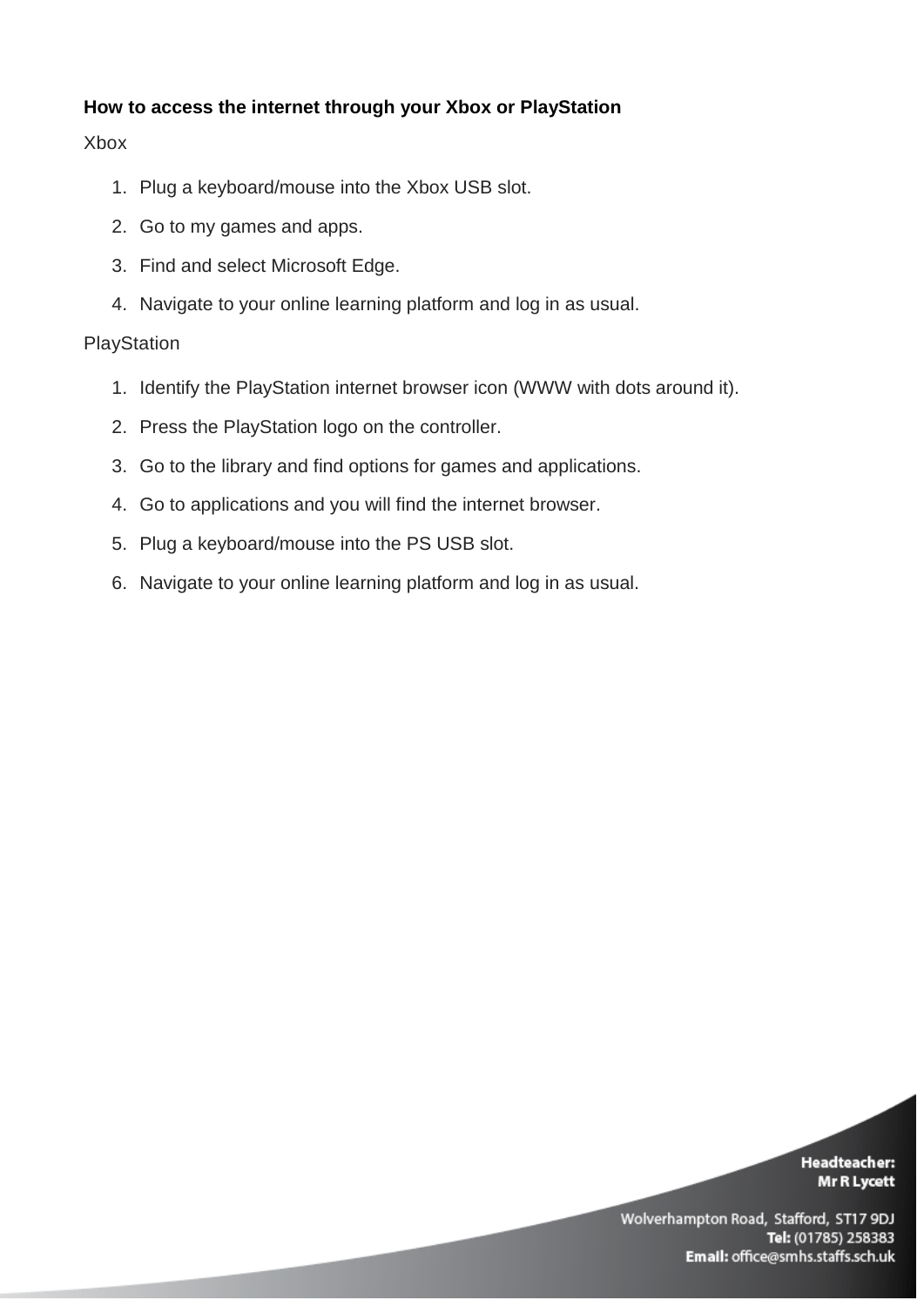**How to access the internet through your Xbox or PlayStation**

Xbox

1. Plug a keyboard/mouse into the Xbox USB slot.
2. Go to my games and apps.
3. Find and select Microsoft Edge.
4. Navigate to your online learning platform and log in as usual.

PlayStation

1. Identify the PlayStation internet browser icon (WWW with dots around it).
2. Press the PlayStation logo on the controller.
3. Go to the library and find options for games and applications.
4. Go to applications and you will find the internet browser.
5. Plug a keyboard/mouse into the PS USB slot.
6. Navigate to your online learning platform and log in as usual.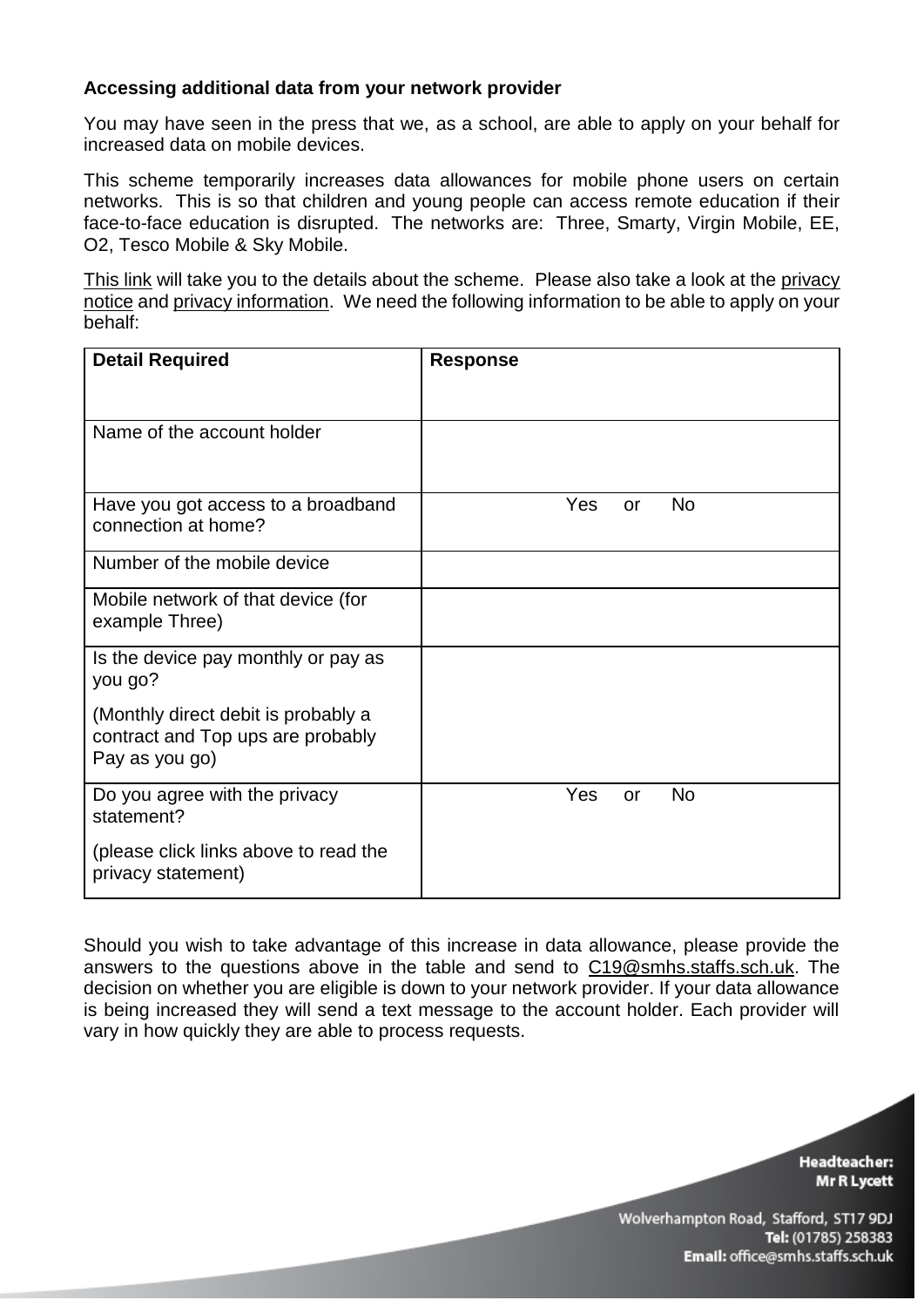**Accessing additional data from your network provider**

You may have seen in the press that we, as a school, are able to apply on your behalf for increased data on mobile devices.

This scheme temporarily increases data allowances for mobile phone users on certain networks. This is so that children and young people can access remote education if their face-to-face education is disrupted. The networks are: Three, Smarty, Virgin Mobile, EE, O2, Tesco Mobile & Sky Mobile.

This link will take you to the details about the scheme. Please also take a look at the privacy notice and privacy information. We need the following information to be able to apply on your behalf:

| Detail Required | Response |
|---|---|
| Name of the account holder | |
| Have you got access to a broadband connection at home? | Yes or No |
| Number of the mobile device | |
| Mobile network of that device (for example Three) | |
| Is the device pay monthly or pay as you go?<br><br>(Monthly direct debit is probably a contract and Top ups are probably Pay as you go) | |
| Do you agree with the privacy statement?<br><br>(please click links above to read the privacy statement) | Yes or No |

Should you wish to take advantage of this increase in data allowance, please provide the answers to the questions above in the table and send to C19@smhs.staffs.sch.uk. The decision on whether you are eligible is down to your network provider. If your data allowance is being increased they will send a text message to the account holder. Each provider will vary in how quickly they are able to process requests.

**Headteacher:**
**Mr R Lycett**

Wolverhampton Road, Stafford, ST17 9DJ
**Tel:** (01785) 258383
**Email:** office@smhs.staffs.sch.uk